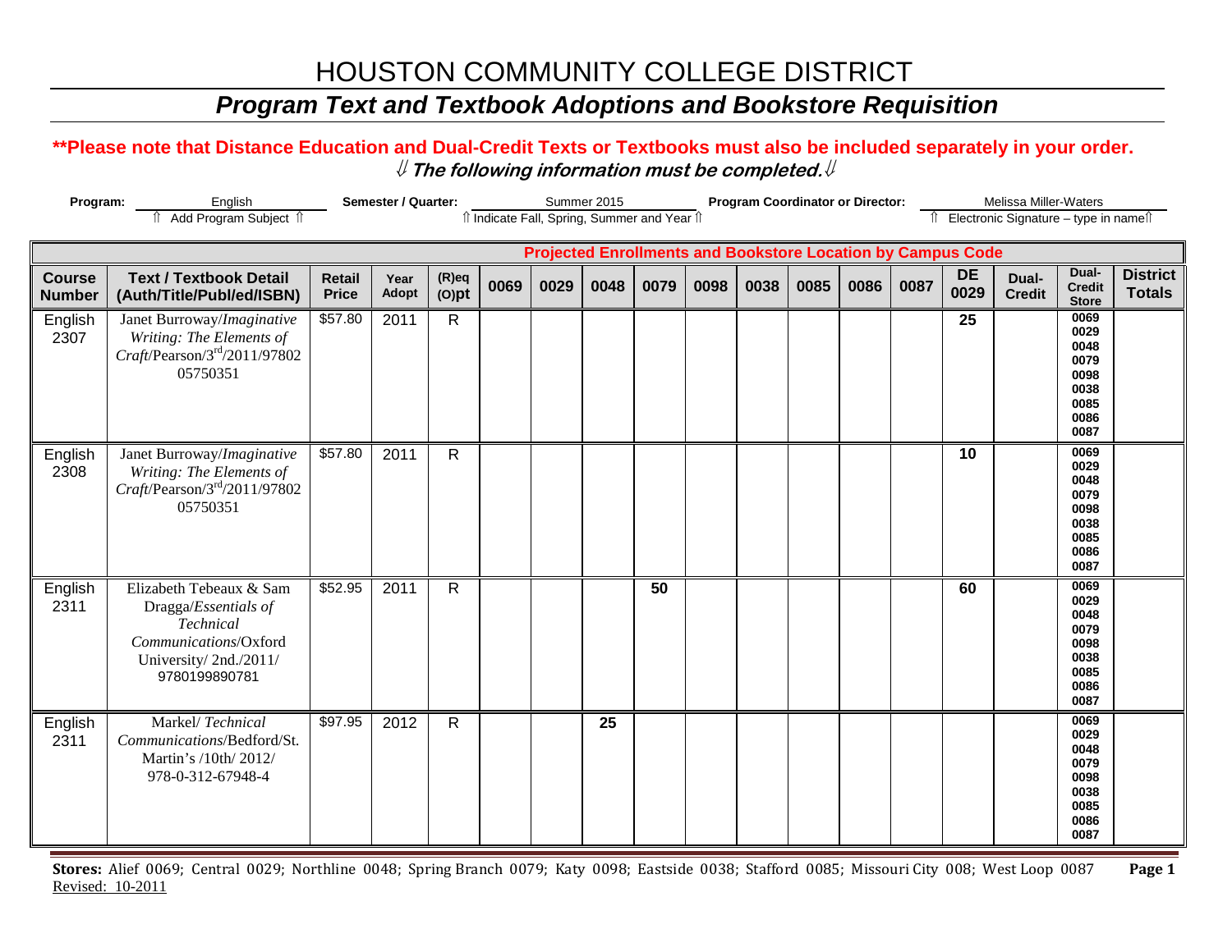# HOUSTON COMMUNITY COLLEGE DISTRICT

## *Program Text and Textbook Adoptions and Bookstore Requisition*

**\*\*Please note that Distance Education and Dual-Credit Texts or Textbooks must also be included separately in your order.**

***⇓ The following information must be completed.⇓***

**Program:** English — ⇑ Add Program Subject ⇑

**Semester / Quarter:** Summer 2015 — ⇑ Indicate Fall, Spring, Summer and Year ⇑

**Program Coordinator or Director:** Melissa Miller-Waters — ⇑ Electronic Signature – type in name⇑

| | | | | | Projected Enrollments and Bookstore Location by Campus Code | | | | | | | | | | | | |
|---|---|---|---|---|---|---|---|---|---|---|---|---|---|---|---|---|---|
| **Course Number** | **Text / Textbook Detail (Auth/Title/Publ/ed/ISBN)** | **Retail Price** | **Year Adopt** | **(R)eq (O)pt** | **0069** | **0029** | **0048** | **0079** | **0098** | **0038** | **0085** | **0086** | **0087** | **DE 0029** | **Dual-Credit** | **Dual-Credit Store** | **District Totals** |
| English 2307 | Janet Burroway/*Imaginative Writing: The Elements of Craft*/Pearson/3rd/2011/9780205750351 | $57.80 | 2011 | R | | | | | | | | | | **25** | | 0069 0029 0048 0079 0098 0038 0085 0086 0087 | |
| English 2308 | Janet Burroway/*Imaginative Writing: The Elements of Craft*/Pearson/3rd/2011/9780205750351 | $57.80 | 2011 | R | | | | | | | | | | **10** | | 0069 0029 0048 0079 0098 0038 0085 0086 0087 | |
| English 2311 | Elizabeth Tebeaux & Sam Dragga/*Essentials of Technical Communications*/Oxford University/ 2nd./2011/ 9780199890781 | $52.95 | 2011 | R | | | | **50** | | | | | | **60** | | 0069 0029 0048 0079 0098 0038 0085 0086 0087 | |
| English 2311 | Markel/ *Technical Communications*/Bedford/St. Martin's /10th/ 2012/ 978-0-312-67948-4 | $97.95 | 2012 | R | | | **25** | | | | | | | | | 0069 0029 0048 0079 0098 0038 0085 0086 0087 | |

**Stores:** Alief 0069; Central 0029; Northline 0048; Spring Branch 0079; Katy 0098; Eastside 0038; Stafford 0085; Missouri City 008; West Loop 0087

Revised: 10-2011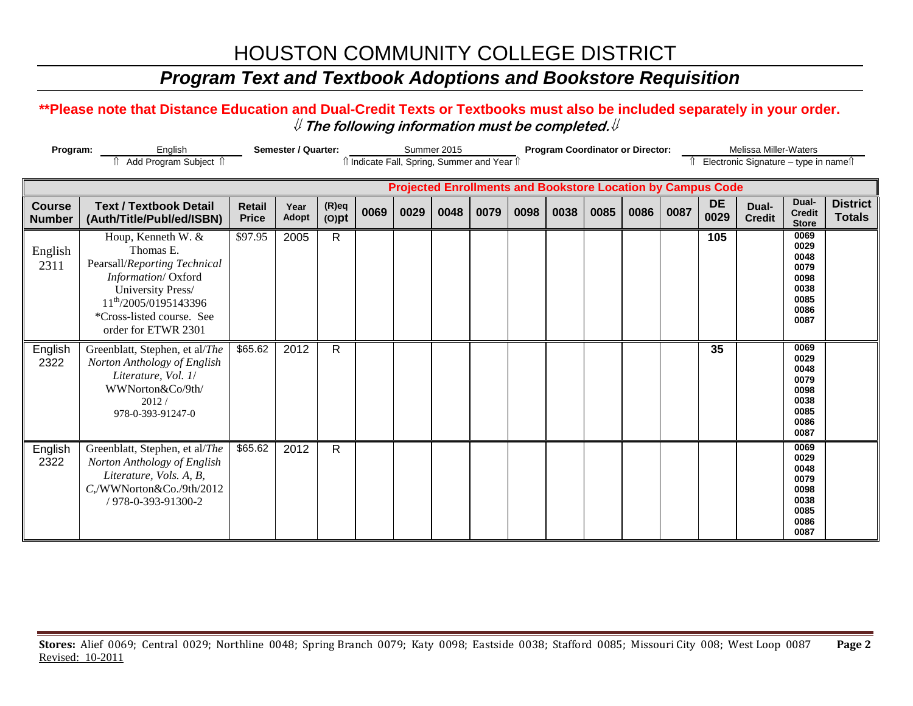# HOUSTON COMMUNITY COLLEGE DISTRICT

## *Program Text and Textbook Adoptions and Bookstore Requisition*

**\*\*Please note that Distance Education and Dual-Credit Texts or Textbooks must also be included separately in your order.**

⇓ ***The following information must be completed.*** ⇓

**Program:** English
⇑ Add Program Subject ⇑

**Semester / Quarter:** Summer 2015
⇑ Indicate Fall, Spring, Summer and Year ⇑

**Program Coordinator or Director:** Melissa Miller-Waters
⇑ Electronic Signature – type in name ⇑

| | | | | | Projected Enrollments and Bookstore Location by Campus Code | | | | | | | | | | | | |
|---|---|---|---|---|---|---|---|---|---|---|---|---|---|---|---|---|---|
| **Course Number** | **Text / Textbook Detail (Auth/Title/Publ/ed/ISBN)** | **Retail Price** | **Year Adopt** | **(R)eq (O)pt** | **0069** | **0029** | **0048** | **0079** | **0098** | **0038** | **0085** | **0086** | **0087** | **DE 0029** | **Dual-Credit** | **Dual-Credit Store** | **District Totals** |
| English 2311 | Houp, Kenneth W. & Thomas E. Pearsall/*Reporting Technical Information*/ Oxford University Press/ 11th/2005/0195143396 \*Cross-listed course. See order for ETWR 2301 | $97.95 | 2005 | R | | | | | | | | | | 105 | | 0069 0029 0048 0079 0098 0038 0085 0086 0087 | |
| English 2322 | Greenblatt, Stephen, et al/*The Norton Anthology of English Literature, Vol. 1*/ WWNorton&Co/9th/ 2012 / 978-0-393-91247-0 | $65.62 | 2012 | R | | | | | | | | | | 35 | | 0069 0029 0048 0079 0098 0038 0085 0086 0087 | |
| English 2322 | Greenblatt, Stephen, et al/*The Norton Anthology of English Literature, Vols. A, B, C*,/WWNorton&Co./9th/2012 / 978-0-393-91300-2 | $65.62 | 2012 | R | | | | | | | | | | | | 0069 0029 0048 0079 0098 0038 0085 0086 0087 | |

**Stores:** Alief 0069; Central 0029; Northline 0048; Spring Branch 0079; Katy 0098; Eastside 0038; Stafford 0085; Missouri City 008; West Loop 0087

Revised: 10-2011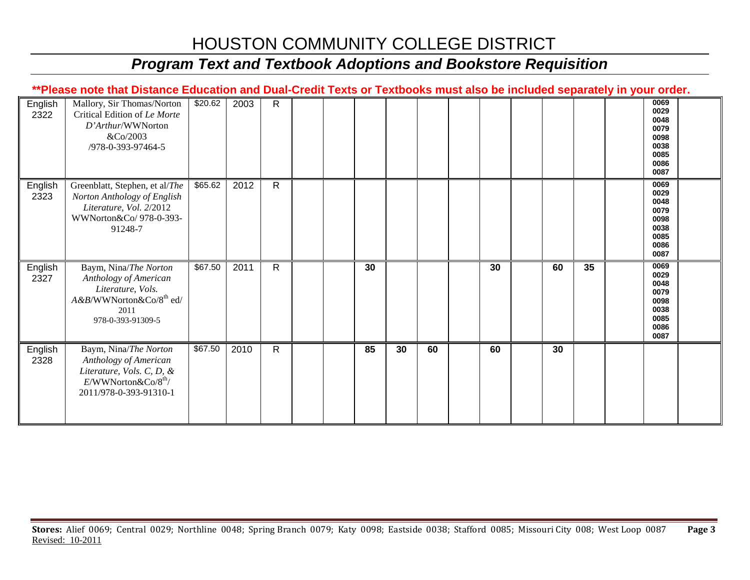# HOUSTON COMMUNITY COLLEGE DISTRICT

## *Program Text and Textbook Adoptions and Bookstore Requisition*

**\*\*Please note that Distance Education and Dual-Credit Texts or Textbooks must also be included separately in your order.**

| | | | | | | | | | | | | | | | | | |
|---|---|---|---|---|---|---|---|---|---|---|---|---|---|---|---|---|---|
| English 2322 | Mallory, Sir Thomas/Norton Critical Edition of *Le Morte D'Arthur*/WWNorton &Co/2003 /978-0-393-97464-5 | $20.62 | 2003 | R | | | | | | | | | | | | 0069 0029 0048 0079 0098 0038 0085 0086 0087 | |
| English 2323 | Greenblatt, Stephen, et al/*The Norton Anthology of English Literature, Vol. 2*/2012 WWNorton&Co/ 978-0-393-91248-7 | $65.62 | 2012 | R | | | | | | | | | | | | 0069 0029 0048 0079 0098 0038 0085 0086 0087 | |
| English 2327 | Baym, Nina/*The Norton Anthology of American Literature, Vols. A&B*/WWNorton&Co/8th ed/ 2011 978-0-393-91309-5 | $67.50 | 2011 | R | | | **30** | | | | **30** | | **60** | **35** | | 0069 0029 0048 0079 0098 0038 0085 0086 0087 | |
| English 2328 | Baym, Nina/*The Norton Anthology of American Literature, Vols. C, D, & E*/WWNorton&Co/8th/ 2011/978-0-393-91310-1 | $67.50 | 2010 | R | | | **85** | **30** | **60** | | **60** | | **30** | | | | |

**Stores:** Alief 0069; Central 0029; Northline 0048; Spring Branch 0079; Katy 0098; Eastside 0038; Stafford 0085; Missouri City 008; West Loop 0087

Revised: 10-2011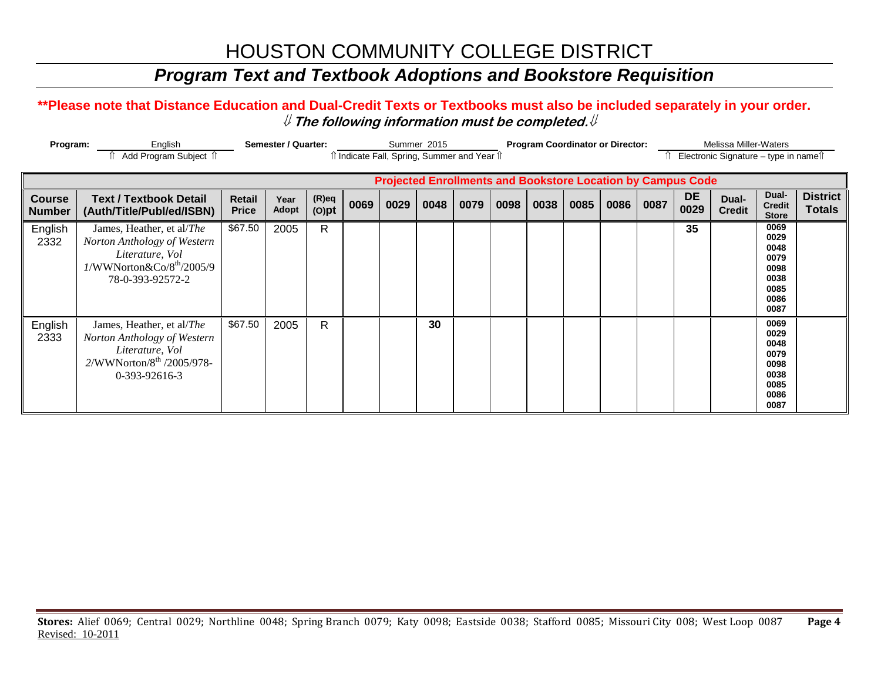# HOUSTON COMMUNITY COLLEGE DISTRICT

## *Program Text and Textbook Adoptions and Bookstore Requisition*

**\*\*Please note that Distance Education and Dual-Credit Texts or Textbooks must also be included separately in your order.**

⇓ ***The following information must be completed.*** ⇓

**Program:** English
⇑ Add Program Subject ⇑

**Semester / Quarter:** Summer 2015
⇑ Indicate Fall, Spring, Summer and Year ⇑

**Program Coordinator or Director:** Melissa Miller-Waters
⇑ Electronic Signature – type in name ⇑

| Course Number | Text / Textbook Detail (Auth/Title/Publ/ed/ISBN) | Retail Price | Year Adopt | (R)eq (O)pt | Projected Enrollments and Bookstore Location by Campus Code | | | | | | | | | | | | |
|---|---|---|---|---|---|---|---|---|---|---|---|---|---|---|---|---|---|
| | | | | | 0069 | 0029 | 0048 | 0079 | 0098 | 0038 | 0085 | 0086 | 0087 | DE 0029 | Dual-Credit | Dual-Credit Store | District Totals |
| English 2332 | James, Heather, et al/*The Norton Anthology of Western Literature, Vol 1*/WWNorton&Co/8th/2005/978-0-393-92572-2 | $67.50 | 2005 | R | | | | | | | | | | 35 | | 0069 0029 0048 0079 0098 0038 0085 0086 0087 | |
| English 2333 | James, Heather, et al/*The Norton Anthology of Western Literature, Vol 2*/WWNorton/8th /2005/978-0-393-92616-3 | $67.50 | 2005 | R | | | 30 | | | | | | | | | 0069 0029 0048 0079 0098 0038 0085 0086 0087 | |

**Stores:** Alief 0069; Central 0029; Northline 0048; Spring Branch 0079; Katy 0098; Eastside 0038; Stafford 0085; Missouri City 008; West Loop 0087

Revised: 10-2011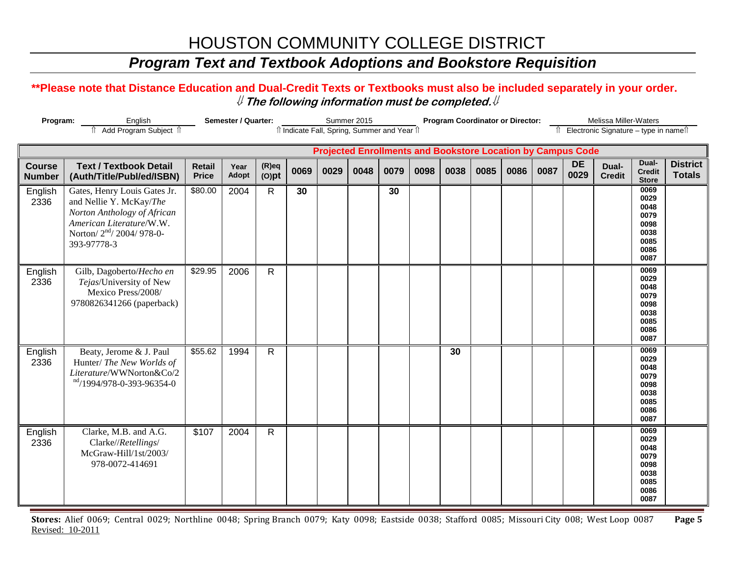# HOUSTON COMMUNITY COLLEGE DISTRICT

## *Program Text and Textbook Adoptions and Bookstore Requisition*

**\*\*Please note that Distance Education and Dual-Credit Texts or Textbooks must also be included separately in your order.**

⇓ ***The following information must be completed.*** ⇓

**Program:** English
⇑ Add Program Subject ⇑

**Semester / Quarter:** Summer 2015
⇑ Indicate Fall, Spring, Summer and Year ⇑

**Program Coordinator or Director:** Melissa Miller-Waters
⇑ Electronic Signature – type in name ⇑

| | | | | | Projected Enrollments and Bookstore Location by Campus Code | | | | | | | | | | | | |
|---|---|---|---|---|---|---|---|---|---|---|---|---|---|---|---|---|---|
| **Course Number** | **Text / Textbook Detail (Auth/Title/Publ/ed/ISBN)** | **Retail Price** | **Year Adopt** | **(R)eq (O)pt** | **0069** | **0029** | **0048** | **0079** | **0098** | **0038** | **0085** | **0086** | **0087** | **DE 0029** | **Dual-Credit** | **Dual-Credit Store** | **District Totals** |
| English 2336 | Gates, Henry Louis Gates Jr. and Nellie Y. McKay/*The Norton Anthology of African American Literature*/W.W. Norton/ 2nd/ 2004/ 978-0-393-97778-3 | $80.00 | 2004 | R | **30** | | | **30** | | | | | | | | 0069 0029 0048 0079 0098 0038 0085 0086 0087 | |
| English 2336 | Gilb, Dagoberto/*Hecho en Tejas*/University of New Mexico Press/2008/ 9780826341266 (paperback) | $29.95 | 2006 | R | | | | | | | | | | | | 0069 0029 0048 0079 0098 0038 0085 0086 0087 | |
| English 2336 | Beaty, Jerome & J. Paul Hunter/ *The New Worlds of Literature*/WWNorton&Co/2nd/1994/978-0-393-96354-0 | $55.62 | 1994 | R | | | | | | **30** | | | | | | 0069 0029 0048 0079 0098 0038 0085 0086 0087 | |
| English 2336 | Clarke, M.B. and A.G. Clarke//*Retellings*/ McGraw-Hill/1st/2003/ 978-0072-414691 | $107 | 2004 | R | | | | | | | | | | | | 0069 0029 0048 0079 0098 0038 0085 0086 0087 | |

**Stores:** Alief 0069; Central 0029; Northline 0048; Spring Branch 0079; Katy 0098; Eastside 0038; Stafford 0085; Missouri City 008; West Loop 0087

Revised: 10-2011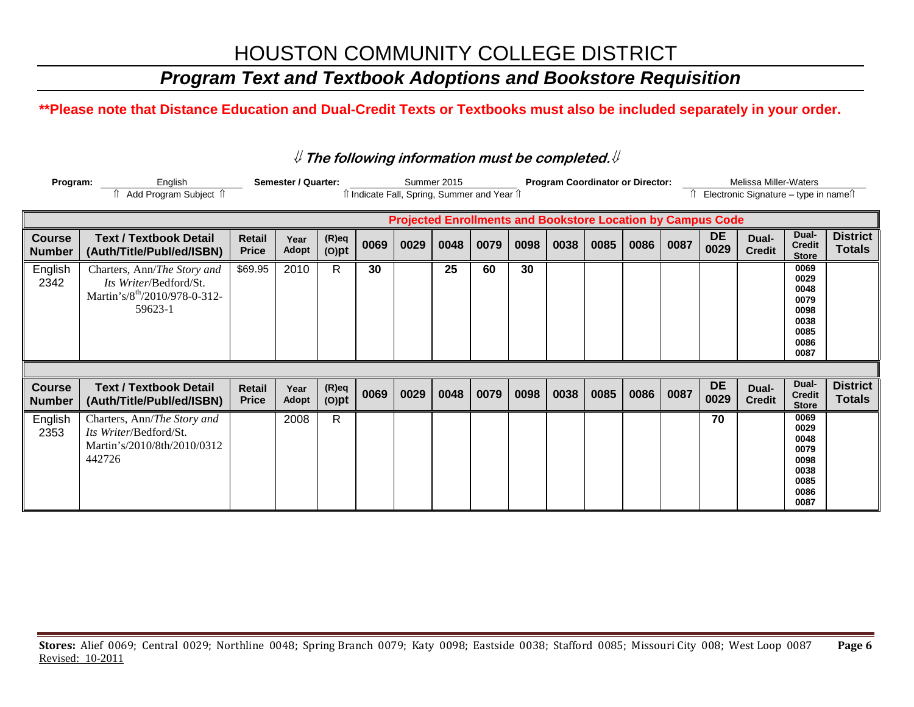# HOUSTON COMMUNITY COLLEGE DISTRICT

## *Program Text and Textbook Adoptions and Bookstore Requisition*

**\*\*Please note that Distance Education and Dual-Credit Texts or Textbooks must also be included separately in your order.**

⇓ ***The following information must be completed.*** ⇓

**Program:** English ⇑ Add Program Subject ⇑ **Semester / Quarter:** Summer 2015 ⇑ Indicate Fall, Spring, Summer and Year ⇑ **Program Coordinator or Director:** Melissa Miller-Waters ⇑ Electronic Signature – type in name⇑

| | | | | | Projected Enrollments and Bookstore Location by Campus Code | | | | | | | | | | | | |
|---|---|---|---|---|---|---|---|---|---|---|---|---|---|---|---|---|---|
| **Course Number** | **Text / Textbook Detail (Auth/Title/Publ/ed/ISBN)** | **Retail Price** | **Year Adopt** | **(R)eq (O)pt** | **0069** | **0029** | **0048** | **0079** | **0098** | **0038** | **0085** | **0086** | **0087** | **DE 0029** | **Dual-Credit** | **Dual-Credit Store** | **District Totals** |
| English 2342 | Charters, Ann/*The Story and Its Writer*/Bedford/St. Martin's/8th/2010/978-0-312-59623-1 | $69.95 | 2010 | R | **30** | | **25** | **60** | **30** | | | | | | | 0069 0029 0048 0079 0098 0038 0085 0086 0087 | |
| **Course Number** | **Text / Textbook Detail (Auth/Title/Publ/ed/ISBN)** | **Retail Price** | **Year Adopt** | **(R)eq (O)pt** | **0069** | **0029** | **0048** | **0079** | **0098** | **0038** | **0085** | **0086** | **0087** | **DE 0029** | **Dual-Credit** | **Dual-Credit Store** | **District Totals** |
| English 2353 | Charters, Ann/*The Story and Its Writer*/Bedford/St. Martin's/2010/8th/2010/0312 442726 | | 2008 | R | | | | | | | | | | **70** | | 0069 0029 0048 0079 0098 0038 0085 0086 0087 | |

**Stores:** Alief 0069; Central 0029; Northline 0048; Spring Branch 0079; Katy 0098; Eastside 0038; Stafford 0085; Missouri City 008; West Loop 0087

Revised: 10-2011